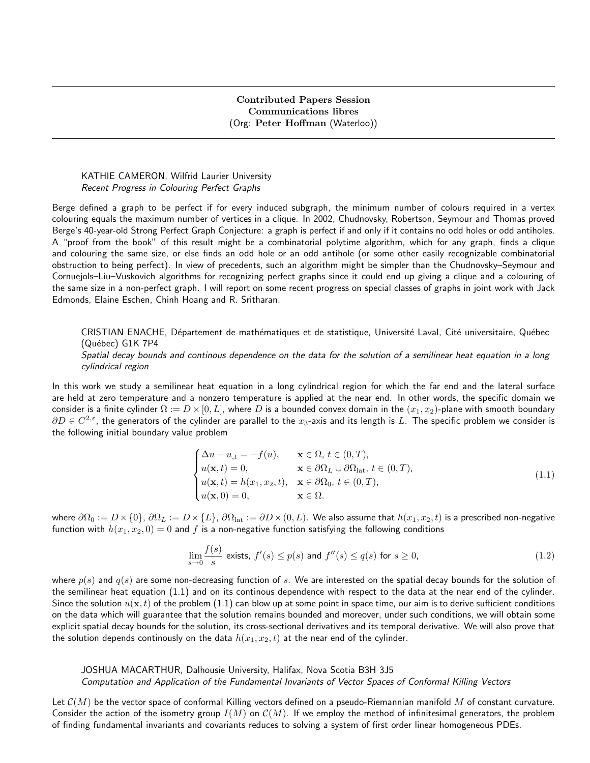## Contributed Papers Session
## Communications libres
(Org: **Peter Hoffman** (Waterloo))

KATHIE CAMERON, Wilfrid Laurier University
*Recent Progress in Colouring Perfect Graphs*

Berge defined a graph to be perfect if for every induced subgraph, the minimum number of colours required in a vertex colouring equals the maximum number of vertices in a clique. In 2002, Chudnovsky, Robertson, Seymour and Thomas proved Berge's 40-year-old Strong Perfect Graph Conjecture: a graph is perfect if and only if it contains no odd holes or odd antiholes. A "proof from the book" of this result might be a combinatorial polytime algorithm, which for any graph, finds a clique and colouring the same size, or else finds an odd hole or an odd antihole (or some other easily recognizable combinatorial obstruction to being perfect). In view of precedents, such an algorithm might be simpler than the Chudnovsky–Seymour and Cornuejols–Liu–Vuskovich algorithms for recognizing perfect graphs since it could end up giving a clique and a colouring of the same size in a non-perfect graph. I will report on some recent progress on special classes of graphs in joint work with Jack Edmonds, Elaine Eschen, Chinh Hoang and R. Sritharan.

CRISTIAN ENACHE, Département de mathématiques et de statistique, Université Laval, Cité universitaire, Québec (Québec) G1K 7P4
*Spatial decay bounds and continous dependence on the data for the solution of a semilinear heat equation in a long cylindrical region*

In this work we study a semilinear heat equation in a long cylindrical region for which the far end and the lateral surface are held at zero temperature and a nonzero temperature is applied at the near end. In other words, the specific domain we consider is a finite cylinder $\Omega := D \times [0, L]$, where $D$ is a bounded convex domain in the $(x_1, x_2)$-plane with smooth boundary $\partial D \in C^{2,\varepsilon}$, the generators of the cylinder are parallel to the $x_3$-axis and its length is $L$. The specific problem we consider is the following initial boundary value problem

$$\begin{cases} \Delta u - u_{,t} = -f(u), & \mathbf{x} \in \Omega,\ t \in (0, T), \\ u(\mathbf{x}, t) = 0, & \mathbf{x} \in \partial\Omega_L \cup \partial\Omega_{\text{lat}},\ t \in (0, T), \\ u(\mathbf{x}, t) = h(x_1, x_2, t), & \mathbf{x} \in \partial\Omega_0,\ t \in (0, T), \\ u(\mathbf{x}, 0) = 0, & \mathbf{x} \in \Omega. \end{cases} \tag{1.1}$$

where $\partial\Omega_0 := D \times \{0\}$, $\partial\Omega_L := D \times \{L\}$, $\partial\Omega_{\text{lat}} := \partial D \times (0, L)$. We also assume that $h(x_1, x_2, t)$ is a prescribed non-negative function with $h(x_1, x_2, 0) = 0$ and $f$ is a non-negative function satisfying the following conditions

$$\lim_{s \to 0} \frac{f(s)}{s} \text{ exists, } f'(s) \le p(s) \text{ and } f''(s) \le q(s) \text{ for } s \ge 0, \tag{1.2}$$

where $p(s)$ and $q(s)$ are some non-decreasing function of $s$. We are interested on the spatial decay bounds for the solution of the semilinear heat equation (1.1) and on its continous dependence with respect to the data at the near end of the cylinder. Since the solution $u(\mathbf{x}, t)$ of the problem (1.1) can blow up at some point in space time, our aim is to derive sufficient conditions on the data which will guarantee that the solution remains bounded and moreover, under such conditions, we will obtain some explicit spatial decay bounds for the solution, its cross-sectional derivatives and its temporal derivative. We will also prove that the solution depends continously on the data $h(x_1, x_2, t)$ at the near end of the cylinder.

JOSHUA MACARTHUR, Dalhousie University, Halifax, Nova Scotia B3H 3J5
*Computation and Application of the Fundamental Invariants of Vector Spaces of Conformal Killing Vectors*

Let $\mathcal{C}(M)$ be the vector space of conformal Killing vectors defined on a pseudo-Riemannian manifold $M$ of constant curvature. Consider the action of the isometry group $I(M)$ on $\mathcal{C}(M)$. If we employ the method of infinitesimal generators, the problem of finding fundamental invariants and covariants reduces to solving a system of first order linear homogeneous PDEs.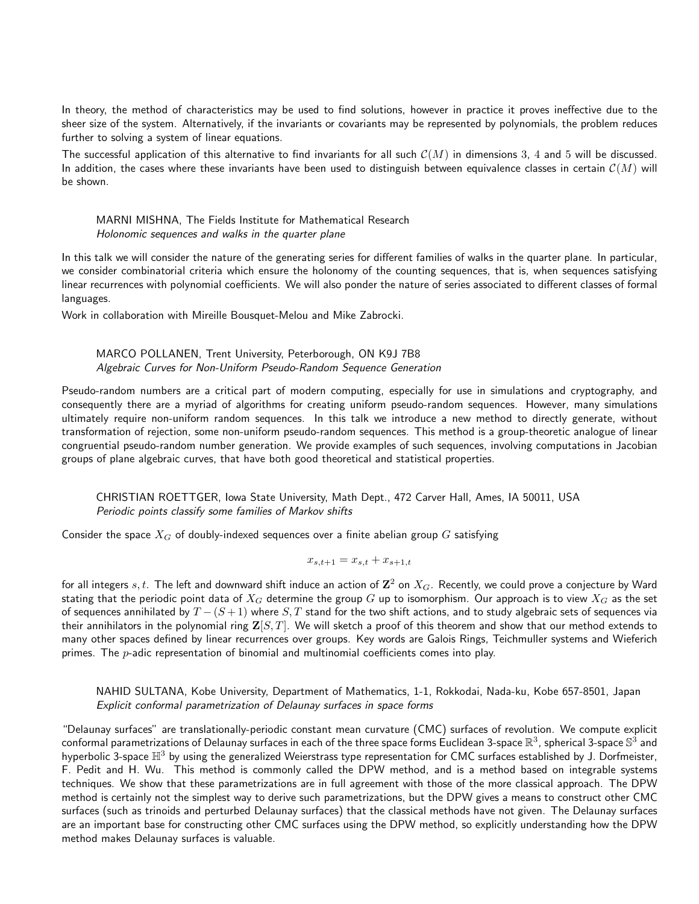In theory, the method of characteristics may be used to find solutions, however in practice it proves ineffective due to the sheer size of the system. Alternatively, if the invariants or covariants may be represented by polynomials, the problem reduces further to solving a system of linear equations.

The successful application of this alternative to find invariants for all such $\mathcal{C}(M)$ in dimensions 3, 4 and 5 will be discussed. In addition, the cases where these invariants have been used to distinguish between equivalence classes in certain $\mathcal{C}(M)$ will be shown.

MARNI MISHNA, The Fields Institute for Mathematical Research
*Holonomic sequences and walks in the quarter plane*

In this talk we will consider the nature of the generating series for different families of walks in the quarter plane. In particular, we consider combinatorial criteria which ensure the holonomy of the counting sequences, that is, when sequences satisfying linear recurrences with polynomial coefficients. We will also ponder the nature of series associated to different classes of formal languages.

Work in collaboration with Mireille Bousquet-Melou and Mike Zabrocki.

MARCO POLLANEN, Trent University, Peterborough, ON K9J 7B8
*Algebraic Curves for Non-Uniform Pseudo-Random Sequence Generation*

Pseudo-random numbers are a critical part of modern computing, especially for use in simulations and cryptography, and consequently there are a myriad of algorithms for creating uniform pseudo-random sequences. However, many simulations ultimately require non-uniform random sequences. In this talk we introduce a new method to directly generate, without transformation of rejection, some non-uniform pseudo-random sequences. This method is a group-theoretic analogue of linear congruential pseudo-random number generation. We provide examples of such sequences, involving computations in Jacobian groups of plane algebraic curves, that have both good theoretical and statistical properties.

CHRISTIAN ROETTGER, Iowa State University, Math Dept., 472 Carver Hall, Ames, IA 50011, USA
*Periodic points classify some families of Markov shifts*

Consider the space $X_G$ of doubly-indexed sequences over a finite abelian group $G$ satisfying

$$x_{s,t+1} = x_{s,t} + x_{s+1,t}$$

for all integers $s, t$. The left and downward shift induce an action of $\mathbf{Z}^2$ on $X_G$. Recently, we could prove a conjecture by Ward stating that the periodic point data of $X_G$ determine the group $G$ up to isomorphism. Our approach is to view $X_G$ as the set of sequences annihilated by $T - (S + 1)$ where $S, T$ stand for the two shift actions, and to study algebraic sets of sequences via their annihilators in the polynomial ring $\mathbf{Z}[S, T]$. We will sketch a proof of this theorem and show that our method extends to many other spaces defined by linear recurrences over groups. Key words are Galois Rings, Teichmuller systems and Wieferich primes. The $p$-adic representation of binomial and multinomial coefficients comes into play.

NAHID SULTANA, Kobe University, Department of Mathematics, 1-1, Rokkodai, Nada-ku, Kobe 657-8501, Japan
*Explicit conformal parametrization of Delaunay surfaces in space forms*

"Delaunay surfaces" are translationally-periodic constant mean curvature (CMC) surfaces of revolution. We compute explicit conformal parametrizations of Delaunay surfaces in each of the three space forms Euclidean 3-space $\mathbb{R}^3$, spherical 3-space $\mathbb{S}^3$ and hyperbolic 3-space $\mathbb{H}^3$ by using the generalized Weierstrass type representation for CMC surfaces established by J. Dorfmeister, F. Pedit and H. Wu. This method is commonly called the DPW method, and is a method based on integrable systems techniques. We show that these parametrizations are in full agreement with those of the more classical approach. The DPW method is certainly not the simplest way to derive such parametrizations, but the DPW gives a means to construct other CMC surfaces (such as trinoids and perturbed Delaunay surfaces) that the classical methods have not given. The Delaunay surfaces are an important base for constructing other CMC surfaces using the DPW method, so explicitly understanding how the DPW method makes Delaunay surfaces is valuable.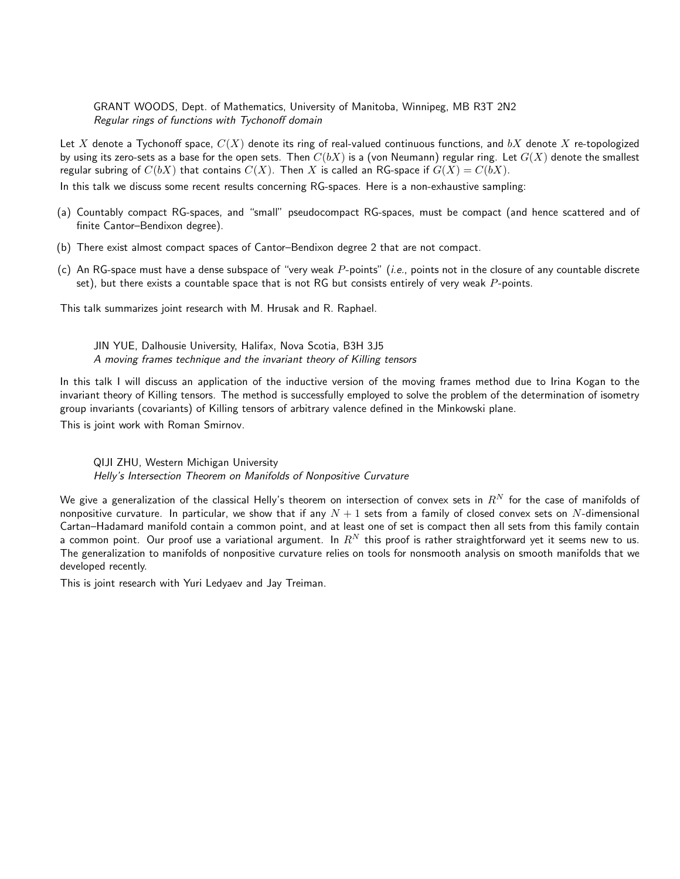GRANT WOODS, Dept. of Mathematics, University of Manitoba, Winnipeg, MB R3T 2N2
*Regular rings of functions with Tychonoff domain*

Let $X$ denote a Tychonoff space, $C(X)$ denote its ring of real-valued continuous functions, and $bX$ denote $X$ re-topologized by using its zero-sets as a base for the open sets. Then $C(bX)$ is a (von Neumann) regular ring. Let $G(X)$ denote the smallest regular subring of $C(bX)$ that contains $C(X)$. Then $X$ is called an RG-space if $G(X) = C(bX)$.

In this talk we discuss some recent results concerning RG-spaces. Here is a non-exhaustive sampling:

(a) Countably compact RG-spaces, and "small" pseudocompact RG-spaces, must be compact (and hence scattered and of finite Cantor–Bendixon degree).

(b) There exist almost compact spaces of Cantor–Bendixon degree 2 that are not compact.

(c) An RG-space must have a dense subspace of "very weak $P$-points" (*i.e.*, points not in the closure of any countable discrete set), but there exists a countable space that is not RG but consists entirely of very weak $P$-points.

This talk summarizes joint research with M. Hrusak and R. Raphael.

JIN YUE, Dalhousie University, Halifax, Nova Scotia, B3H 3J5
*A moving frames technique and the invariant theory of Killing tensors*

In this talk I will discuss an application of the inductive version of the moving frames method due to Irina Kogan to the invariant theory of Killing tensors. The method is successfully employed to solve the problem of the determination of isometry group invariants (covariants) of Killing tensors of arbitrary valence defined in the Minkowski plane.

This is joint work with Roman Smirnov.

QIJI ZHU, Western Michigan University
*Helly's Intersection Theorem on Manifolds of Nonpositive Curvature*

We give a generalization of the classical Helly's theorem on intersection of convex sets in $R^N$ for the case of manifolds of nonpositive curvature. In particular, we show that if any $N+1$ sets from a family of closed convex sets on $N$-dimensional Cartan–Hadamard manifold contain a common point, and at least one of set is compact then all sets from this family contain a common point. Our proof use a variational argument. In $R^N$ this proof is rather straightforward yet it seems new to us. The generalization to manifolds of nonpositive curvature relies on tools for nonsmooth analysis on smooth manifolds that we developed recently.

This is joint research with Yuri Ledyaev and Jay Treiman.